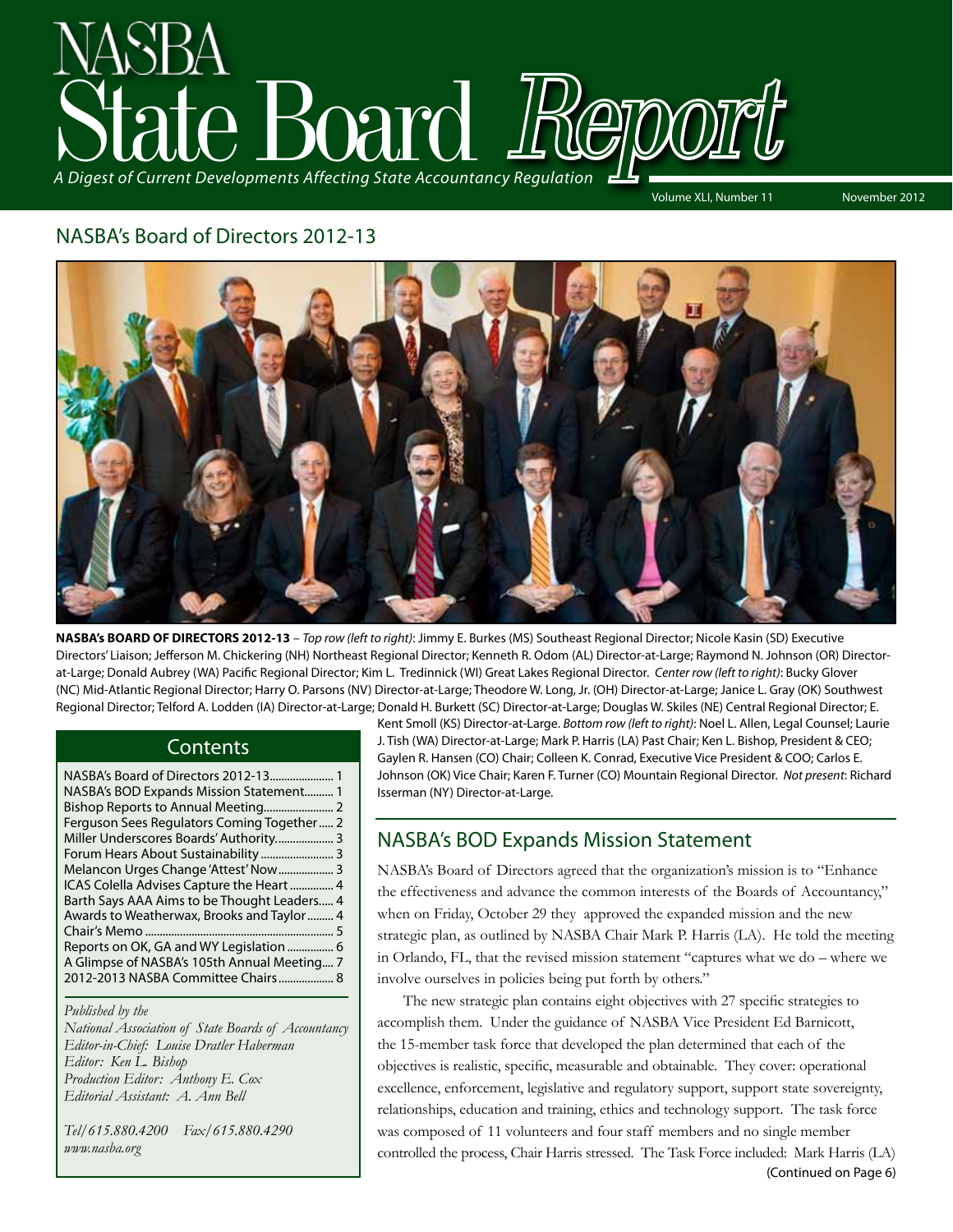# NASBA State Board *Report*

*A Digest of Current Developments Affecting State Accountancy Regulation*

Volume XLI, Number 11 — November 2012

## NASBA's Board of Directors 2012-13

**NASBA's BOARD OF DIRECTORS 2012-13** – *Top row (left to right)*: Jimmy E. Burkes (MS) Southeast Regional Director; Nicole Kasin (SD) Executive Directors' Liaison; Jefferson M. Chickering (NH) Northeast Regional Director; Kenneth R. Odom (AL) Director-at-Large; Raymond N. Johnson (OR) Director-at-Large; Donald Aubrey (WA) Pacific Regional Director; Kim L. Tredinnick (WI) Great Lakes Regional Director. *Center row (left to right)*: Bucky Glover (NC) Mid-Atlantic Regional Director; Harry O. Parsons (NV) Director-at-Large; Theodore W. Long, Jr. (OH) Director-at-Large; Janice L. Gray (OK) Southwest Regional Director; Telford A. Lodden (IA) Director-at-Large; Donald H. Burkett (SC) Director-at-Large; Douglas W. Skiles (NE) Central Regional Director; E. Kent Smoll (KS) Director-at-Large. *Bottom row (left to right)*: Noel L. Allen, Legal Counsel; Laurie J. Tish (WA) Director-at-Large; Mark P. Harris (LA) Past Chair; Ken L. Bishop, President & CEO; Gaylen R. Hansen (CO) Chair; Colleen K. Conrad, Executive Vice President & COO; Carlos E. Johnson (OK) Vice Chair; Karen F. Turner (CO) Mountain Regional Director. *Not present*: Richard Isserman (NY) Director-at-Large.

### Contents

| | |
|---|---|
| NASBA's Board of Directors 2012-13 | 1 |
| NASBA's BOD Expands Mission Statement | 1 |
| Bishop Reports to Annual Meeting | 2 |
| Ferguson Sees Regulators Coming Together | 2 |
| Miller Underscores Boards' Authority | 3 |
| Forum Hears About Sustainability | 3 |
| Melancon Urges Change 'Attest' Now | 3 |
| ICAS Colella Advises Capture the Heart | 4 |
| Barth Says AAA Aims to be Thought Leaders | 4 |
| Awards to Weatherwax, Brooks and Taylor | 4 |
| Chair's Memo | 5 |
| Reports on OK, GA and WY Legislation | 6 |
| A Glimpse of NASBA's 105th Annual Meeting | 7 |
| 2012-2013 NASBA Committee Chairs | 8 |

*Published by the*
*National Association of State Boards of Accountancy*
*Editor-in-Chief: Louise Dratler Haberman*
*Editor: Ken L. Bishop*
*Production Editor: Anthony E. Cox*
*Editorial Assistant: A. Ann Bell*

*Tel/615.880.4200 Fax/615.880.4290*
*www.nasba.org*

## NASBA's BOD Expands Mission Statement

NASBA's Board of Directors agreed that the organization's mission is to "Enhance the effectiveness and advance the common interests of the Boards of Accountancy," when on Friday, October 29 they approved the expanded mission and the new strategic plan, as outlined by NASBA Chair Mark P. Harris (LA). He told the meeting in Orlando, FL, that the revised mission statement "captures what we do – where we involve ourselves in policies being put forth by others."

The new strategic plan contains eight objectives with 27 specific strategies to accomplish them. Under the guidance of NASBA Vice President Ed Barnicott, the 15-member task force that developed the plan determined that each of the objectives is realistic, specific, measurable and obtainable. They cover: operational excellence, enforcement, legislative and regulatory support, support state sovereignty, relationships, education and training, ethics and technology support. The task force was composed of 11 volunteers and four staff members and no single member controlled the process, Chair Harris stressed. The Task Force included: Mark Harris (LA)

(Continued on Page 6)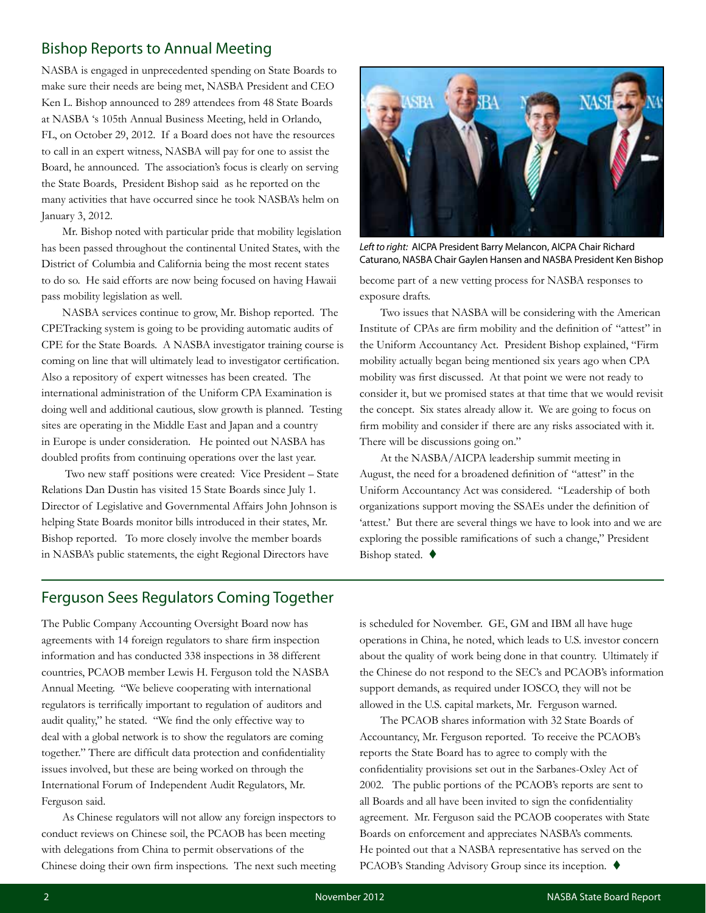## Bishop Reports to Annual Meeting

NASBA is engaged in unprecedented spending on State Boards to make sure their needs are being met, NASBA President and CEO Ken L. Bishop announced to 289 attendees from 48 State Boards at NASBA 's 105th Annual Business Meeting, held in Orlando, FL, on October 29, 2012. If a Board does not have the resources to call in an expert witness, NASBA will pay for one to assist the Board, he announced. The association's focus is clearly on serving the State Boards, President Bishop said as he reported on the many activities that have occurred since he took NASBA's helm on January 3, 2012.

Mr. Bishop noted with particular pride that mobility legislation has been passed throughout the continental United States, with the District of Columbia and California being the most recent states to do so. He said efforts are now being focused on having Hawaii pass mobility legislation as well.

NASBA services continue to grow, Mr. Bishop reported. The CPETracking system is going to be providing automatic audits of CPE for the State Boards. A NASBA investigator training course is coming on line that will ultimately lead to investigator certification. Also a repository of expert witnesses has been created. The international administration of the Uniform CPA Examination is doing well and additional cautious, slow growth is planned. Testing sites are operating in the Middle East and Japan and a country in Europe is under consideration. He pointed out NASBA has doubled profits from continuing operations over the last year.

Two new staff positions were created: Vice President – State Relations Dan Dustin has visited 15 State Boards since July 1. Director of Legislative and Governmental Affairs John Johnson is helping State Boards monitor bills introduced in their states, Mr. Bishop reported. To more closely involve the member boards in NASBA's public statements, the eight Regional Directors have become part of a new vetting process for NASBA responses to exposure drafts.

*Left to right:* AICPA President Barry Melancon, AICPA Chair Richard Caturano, NASBA Chair Gaylen Hansen and NASBA President Ken Bishop

Two issues that NASBA will be considering with the American Institute of CPAs are firm mobility and the definition of "attest" in the Uniform Accountancy Act. President Bishop explained, "Firm mobility actually began being mentioned six years ago when CPA mobility was first discussed. At that point we were not ready to consider it, but we promised states at that time that we would revisit the concept. Six states already allow it. We are going to focus on firm mobility and consider if there are any risks associated with it. There will be discussions going on."

At the NASBA/AICPA leadership summit meeting in August, the need for a broadened definition of "attest" in the Uniform Accountancy Act was considered. "Leadership of both organizations support moving the SSAEs under the definition of 'attest.' But there are several things we have to look into and we are exploring the possible ramifications of such a change," President Bishop stated. ♦

## Ferguson Sees Regulators Coming Together

The Public Company Accounting Oversight Board now has agreements with 14 foreign regulators to share firm inspection information and has conducted 338 inspections in 38 different countries, PCAOB member Lewis H. Ferguson told the NASBA Annual Meeting. "We believe cooperating with international regulators is terrifically important to regulation of auditors and audit quality," he stated. "We find the only effective way to deal with a global network is to show the regulators are coming together." There are difficult data protection and confidentiality issues involved, but these are being worked on through the International Forum of Independent Audit Regulators, Mr. Ferguson said.

As Chinese regulators will not allow any foreign inspectors to conduct reviews on Chinese soil, the PCAOB has been meeting with delegations from China to permit observations of the Chinese doing their own firm inspections. The next such meeting is scheduled for November. GE, GM and IBM all have huge operations in China, he noted, which leads to U.S. investor concern about the quality of work being done in that country. Ultimately if the Chinese do not respond to the SEC's and PCAOB's information support demands, as required under IOSCO, they will not be allowed in the U.S. capital markets, Mr. Ferguson warned.

The PCAOB shares information with 32 State Boards of Accountancy, Mr. Ferguson reported. To receive the PCAOB's reports the State Board has to agree to comply with the confidentiality provisions set out in the Sarbanes-Oxley Act of 2002. The public portions of the PCAOB's reports are sent to all Boards and all have been invited to sign the confidentiality agreement. Mr. Ferguson said the PCAOB cooperates with State Boards on enforcement and appreciates NASBA's comments. He pointed out that a NASBA representative has served on the PCAOB's Standing Advisory Group since its inception. ♦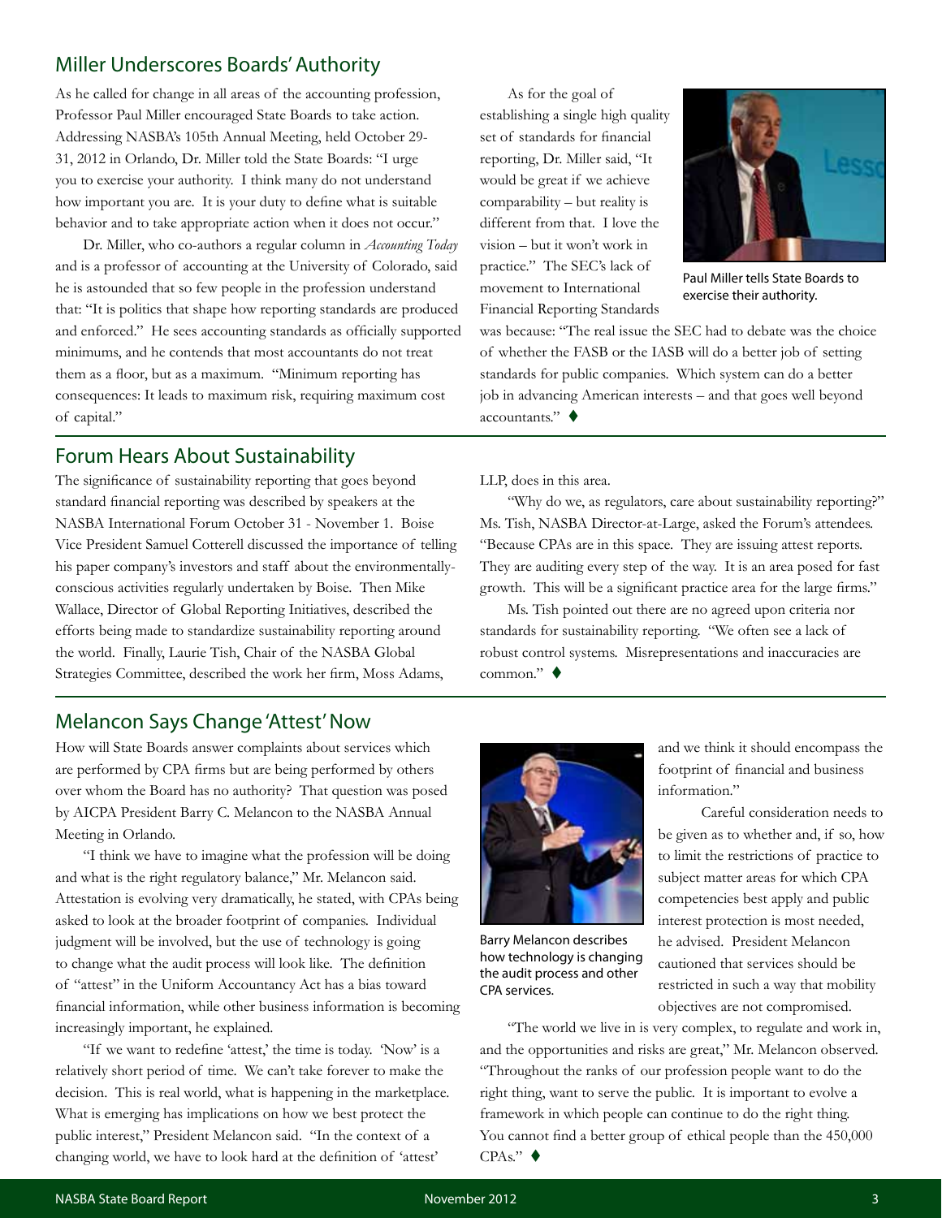## Miller Underscores Boards' Authority

As he called for change in all areas of the accounting profession, Professor Paul Miller encouraged State Boards to take action. Addressing NASBA's 105th Annual Meeting, held October 29-31, 2012 in Orlando, Dr. Miller told the State Boards: "I urge you to exercise your authority. I think many do not understand how important you are. It is your duty to define what is suitable behavior and to take appropriate action when it does not occur."

Dr. Miller, who co-authors a regular column in *Accounting Today* and is a professor of accounting at the University of Colorado, said he is astounded that so few people in the profession understand that: "It is politics that shape how reporting standards are produced and enforced." He sees accounting standards as officially supported minimums, and he contends that most accountants do not treat them as a floor, but as a maximum. "Minimum reporting has consequences: It leads to maximum risk, requiring maximum cost of capital."

As for the goal of establishing a single high quality set of standards for financial reporting, Dr. Miller said, "It would be great if we achieve comparability – but reality is different from that. I love the vision – but it won't work in practice." The SEC's lack of movement to International Financial Reporting Standards was because: "The real issue the SEC had to debate was the choice of whether the FASB or the IASB will do a better job of setting standards for public companies. Which system can do a better job in advancing American interests – and that goes well beyond accountants." ♦

Paul Miller tells State Boards to exercise their authority.

## Forum Hears About Sustainability

The significance of sustainability reporting that goes beyond standard financial reporting was described by speakers at the NASBA International Forum October 31 - November 1. Boise Vice President Samuel Cotterell discussed the importance of telling his paper company's investors and staff about the environmentally-conscious activities regularly undertaken by Boise. Then Mike Wallace, Director of Global Reporting Initiatives, described the efforts being made to standardize sustainability reporting around the world. Finally, Laurie Tish, Chair of the NASBA Global Strategies Committee, described the work her firm, Moss Adams, LLP, does in this area.

"Why do we, as regulators, care about sustainability reporting?" Ms. Tish, NASBA Director-at-Large, asked the Forum's attendees. "Because CPAs are in this space. They are issuing attest reports. They are auditing every step of the way. It is an area posed for fast growth. This will be a significant practice area for the large firms."

Ms. Tish pointed out there are no agreed upon criteria nor standards for sustainability reporting. "We often see a lack of robust control systems. Misrepresentations and inaccuracies are common." ♦

## Melancon Says Change 'Attest' Now

How will State Boards answer complaints about services which are performed by CPA firms but are being performed by others over whom the Board has no authority? That question was posed by AICPA President Barry C. Melancon to the NASBA Annual Meeting in Orlando.

"I think we have to imagine what the profession will be doing and what is the right regulatory balance," Mr. Melancon said. Attestation is evolving very dramatically, he stated, with CPAs being asked to look at the broader footprint of companies. Individual judgment will be involved, but the use of technology is going to change what the audit process will look like. The definition of "attest" in the Uniform Accountancy Act has a bias toward financial information, while other business information is becoming increasingly important, he explained.

"If we want to redefine 'attest,' the time is today. 'Now' is a relatively short period of time. We can't take forever to make the decision. This is real world, what is happening in the marketplace. What is emerging has implications on how we best protect the public interest," President Melancon said. "In the context of a changing world, we have to look hard at the definition of 'attest' and we think it should encompass the footprint of financial and business information."

Barry Melancon describes how technology is changing the audit process and other CPA services.

Careful consideration needs to be given as to whether and, if so, how to limit the restrictions of practice to subject matter areas for which CPA competencies best apply and public interest protection is most needed, he advised. President Melancon cautioned that services should be restricted in such a way that mobility objectives are not compromised.

"The world we live in is very complex, to regulate and work in, and the opportunities and risks are great," Mr. Melancon observed. "Throughout the ranks of our profession people want to do the right thing, want to serve the public. It is important to evolve a framework in which people can continue to do the right thing. You cannot find a better group of ethical people than the 450,000 CPAs." ♦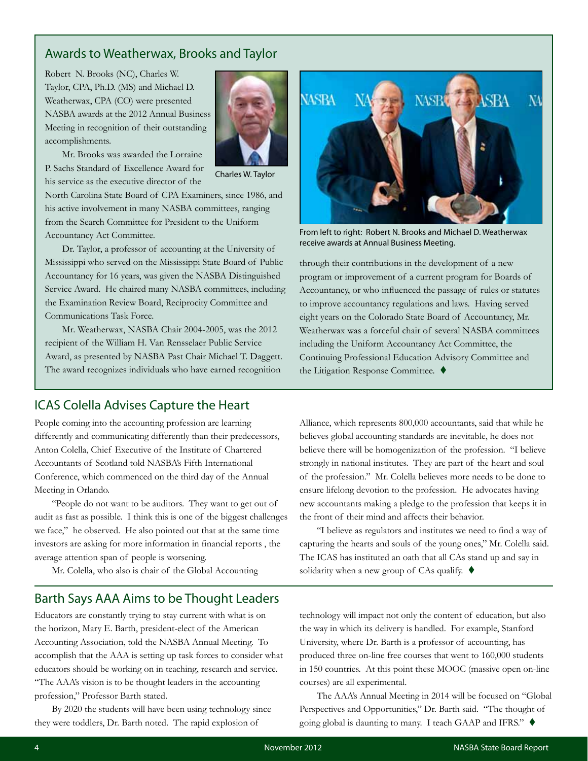## Awards to Weatherwax, Brooks and Taylor

Robert N. Brooks (NC), Charles W. Taylor, CPA, Ph.D. (MS) and Michael D. Weatherwax, CPA (CO) were presented NASBA awards at the 2012 Annual Business Meeting in recognition of their outstanding accomplishments.

Charles W. Taylor

Mr. Brooks was awarded the Lorraine P. Sachs Standard of Excellence Award for his service as the executive director of the North Carolina State Board of CPA Examiners, since 1986, and his active involvement in many NASBA committees, ranging from the Search Committee for President to the Uniform Accountancy Act Committee.

Dr. Taylor, a professor of accounting at the University of Mississippi who served on the Mississippi State Board of Public Accountancy for 16 years, was given the NASBA Distinguished Service Award. He chaired many NASBA committees, including the Examination Review Board, Reciprocity Committee and Communications Task Force.

Mr. Weatherwax, NASBA Chair 2004-2005, was the 2012 recipient of the William H. Van Rensselaer Public Service Award, as presented by NASBA Past Chair Michael T. Daggett. The award recognizes individuals who have earned recognition through their contributions in the development of a new program or improvement of a current program for Boards of Accountancy, or who influenced the passage of rules or statutes to improve accountancy regulations and laws. Having served eight years on the Colorado State Board of Accountancy, Mr. Weatherwax was a forceful chair of several NASBA committees including the Uniform Accountancy Act Committee, the Continuing Professional Education Advisory Committee and the Litigation Response Committee. ♦

From left to right: Robert N. Brooks and Michael D. Weatherwax receive awards at Annual Business Meeting.

## ICAS Colella Advises Capture the Heart

People coming into the accounting profession are learning differently and communicating differently than their predecessors, Anton Colella, Chief Executive of the Institute of Chartered Accountants of Scotland told NASBA's Fifth International Conference, which commenced on the third day of the Annual Meeting in Orlando.

"People do not want to be auditors. They want to get out of audit as fast as possible. I think this is one of the biggest challenges we face," he observed. He also pointed out that at the same time investors are asking for more information in financial reports , the average attention span of people is worsening.

Mr. Colella, who also is chair of the Global Accounting Alliance, which represents 800,000 accountants, said that while he believes global accounting standards are inevitable, he does not believe there will be homogenization of the profession. "I believe strongly in national institutes. They are part of the heart and soul of the profession." Mr. Colella believes more needs to be done to ensure lifelong devotion to the profession. He advocates having new accountants making a pledge to the profession that keeps it in the front of their mind and affects their behavior.

"I believe as regulators and institutes we need to find a way of capturing the hearts and souls of the young ones," Mr. Colella said. The ICAS has instituted an oath that all CAs stand up and say in solidarity when a new group of CAs qualify. ♦

## Barth Says AAA Aims to be Thought Leaders

Educators are constantly trying to stay current with what is on the horizon, Mary E. Barth, president-elect of the American Accounting Association, told the NASBA Annual Meeting. To accomplish that the AAA is setting up task forces to consider what educators should be working on in teaching, research and service. "The AAA's vision is to be thought leaders in the accounting profession," Professor Barth stated.

By 2020 the students will have been using technology since they were toddlers, Dr. Barth noted. The rapid explosion of technology will impact not only the content of education, but also the way in which its delivery is handled. For example, Stanford University, where Dr. Barth is a professor of accounting, has produced three on-line free courses that went to 160,000 students in 150 countries. At this point these MOOC (massive open on-line courses) are all experimental.

The AAA's Annual Meeting in 2014 will be focused on "Global Perspectives and Opportunities," Dr. Barth said. "The thought of going global is daunting to many. I teach GAAP and IFRS." ♦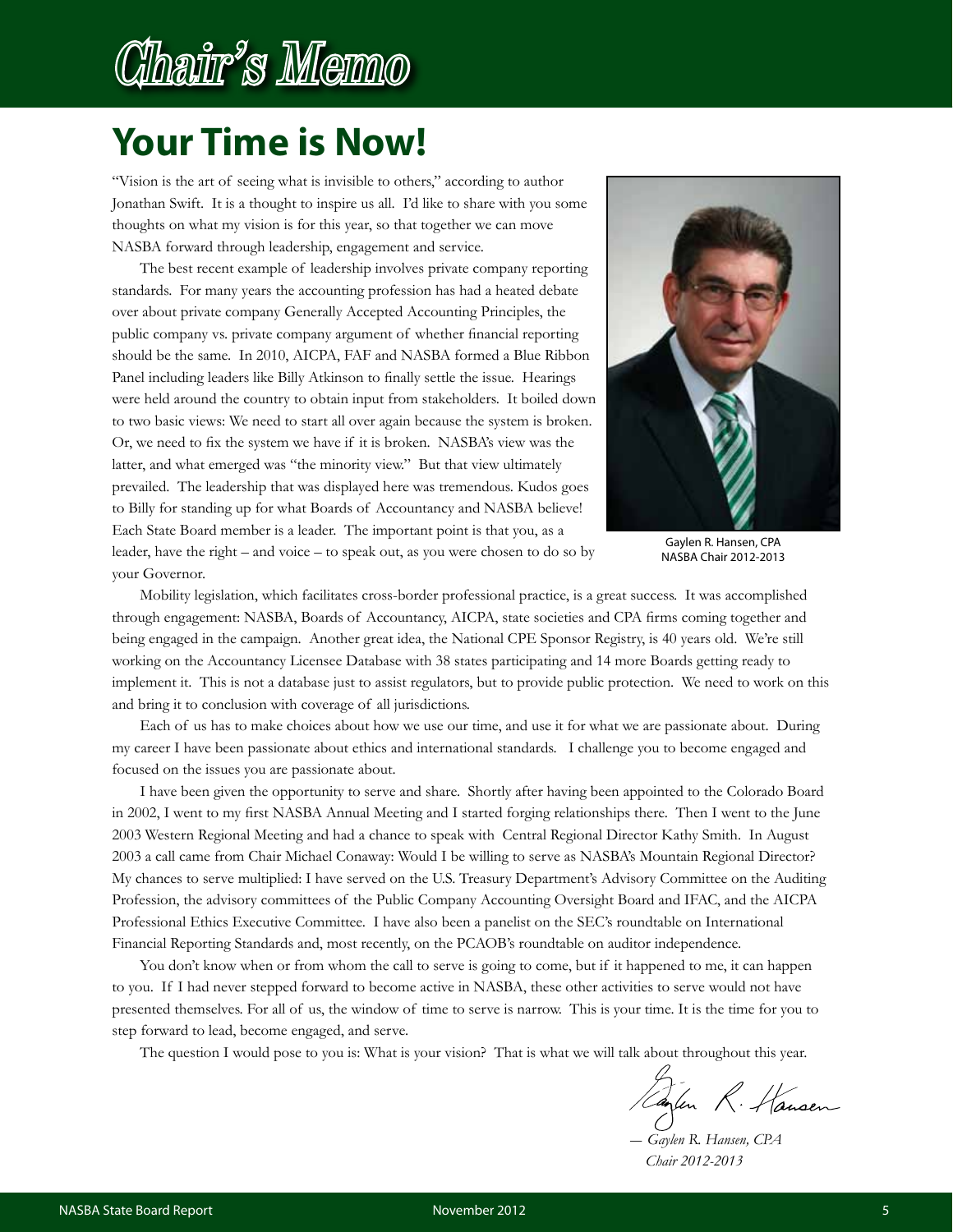# Chair's Memo

## Your Time is Now!

"Vision is the art of seeing what is invisible to others," according to author Jonathan Swift. It is a thought to inspire us all. I'd like to share with you some thoughts on what my vision is for this year, so that together we can move NASBA forward through leadership, engagement and service.

The best recent example of leadership involves private company reporting standards. For many years the accounting profession has had a heated debate over about private company Generally Accepted Accounting Principles, the public company vs. private company argument of whether financial reporting should be the same. In 2010, AICPA, FAF and NASBA formed a Blue Ribbon Panel including leaders like Billy Atkinson to finally settle the issue. Hearings were held around the country to obtain input from stakeholders. It boiled down to two basic views: We need to start all over again because the system is broken. Or, we need to fix the system we have if it is broken. NASBA's view was the latter, and what emerged was "the minority view." But that view ultimately prevailed. The leadership that was displayed here was tremendous. Kudos goes to Billy for standing up for what Boards of Accountancy and NASBA believe! Each State Board member is a leader. The important point is that you, as a leader, have the right – and voice – to speak out, as you were chosen to do so by your Governor.

Gaylen R. Hansen, CPA
NASBA Chair 2012-2013

Mobility legislation, which facilitates cross-border professional practice, is a great success. It was accomplished through engagement: NASBA, Boards of Accountancy, AICPA, state societies and CPA firms coming together and being engaged in the campaign. Another great idea, the National CPE Sponsor Registry, is 40 years old. We're still working on the Accountancy Licensee Database with 38 states participating and 14 more Boards getting ready to implement it. This is not a database just to assist regulators, but to provide public protection. We need to work on this and bring it to conclusion with coverage of all jurisdictions.

Each of us has to make choices about how we use our time, and use it for what we are passionate about. During my career I have been passionate about ethics and international standards. I challenge you to become engaged and focused on the issues you are passionate about.

I have been given the opportunity to serve and share. Shortly after having been appointed to the Colorado Board in 2002, I went to my first NASBA Annual Meeting and I started forging relationships there. Then I went to the June 2003 Western Regional Meeting and had a chance to speak with Central Regional Director Kathy Smith. In August 2003 a call came from Chair Michael Conaway: Would I be willing to serve as NASBA's Mountain Regional Director? My chances to serve multiplied: I have served on the U.S. Treasury Department's Advisory Committee on the Auditing Profession, the advisory committees of the Public Company Accounting Oversight Board and IFAC, and the AICPA Professional Ethics Executive Committee. I have also been a panelist on the SEC's roundtable on International Financial Reporting Standards and, most recently, on the PCAOB's roundtable on auditor independence.

You don't know when or from whom the call to serve is going to come, but if it happened to me, it can happen to you. If I had never stepped forward to become active in NASBA, these other activities to serve would not have presented themselves. For all of us, the window of time to serve is narrow. This is your time. It is the time for you to step forward to lead, become engaged, and serve.

The question I would pose to you is: What is your vision? That is what we will talk about throughout this year.

*— Gaylen R. Hansen, CPA*
*Chair 2012-2013*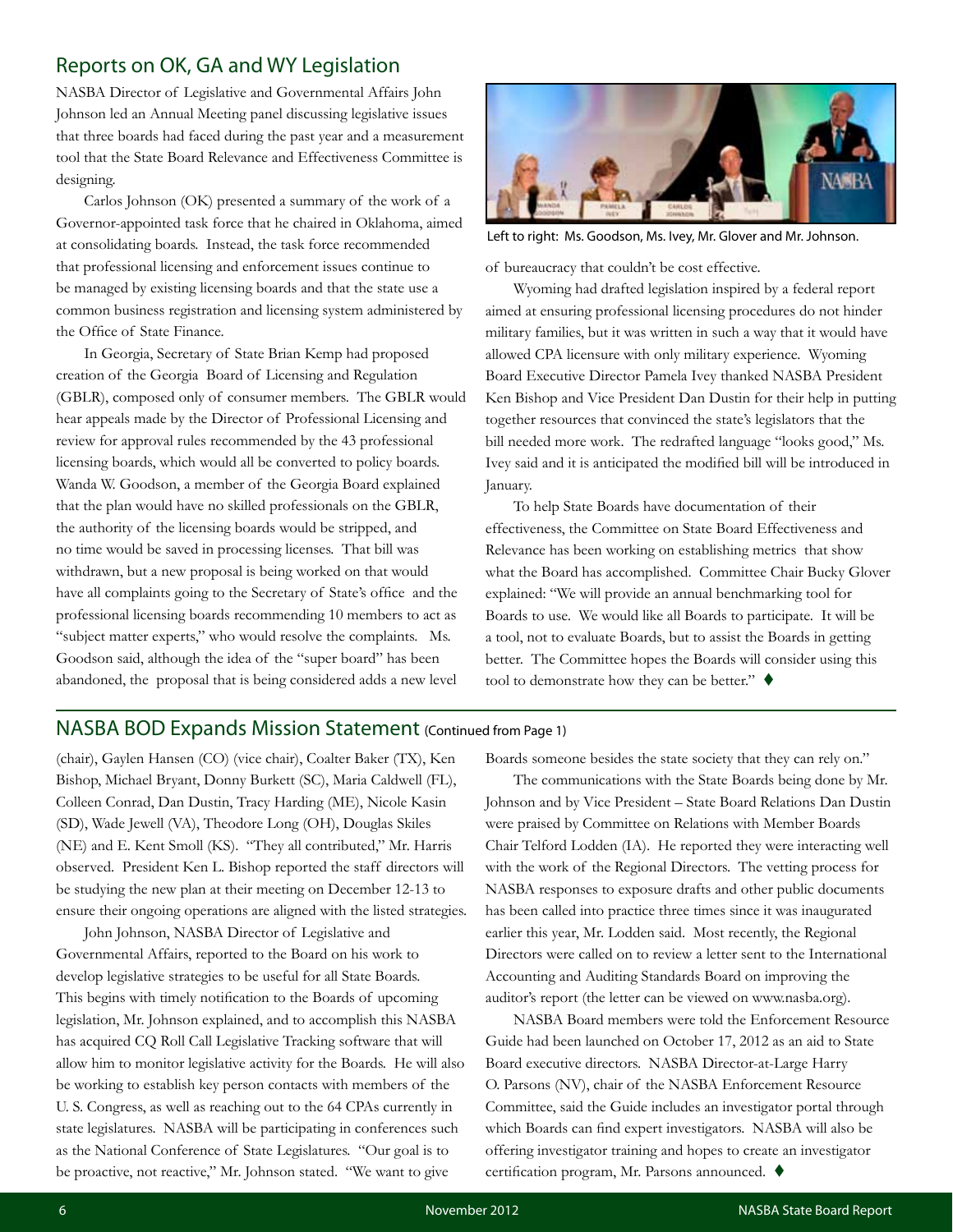## Reports on OK, GA and WY Legislation

NASBA Director of Legislative and Governmental Affairs John Johnson led an Annual Meeting panel discussing legislative issues that three boards had faced during the past year and a measurement tool that the State Board Relevance and Effectiveness Committee is designing.

Carlos Johnson (OK) presented a summary of the work of a Governor-appointed task force that he chaired in Oklahoma, aimed at consolidating boards. Instead, the task force recommended that professional licensing and enforcement issues continue to be managed by existing licensing boards and that the state use a common business registration and licensing system administered by the Office of State Finance.

In Georgia, Secretary of State Brian Kemp had proposed creation of the Georgia Board of Licensing and Regulation (GBLR), composed only of consumer members. The GBLR would hear appeals made by the Director of Professional Licensing and review for approval rules recommended by the 43 professional licensing boards, which would all be converted to policy boards. Wanda W. Goodson, a member of the Georgia Board explained that the plan would have no skilled professionals on the GBLR, the authority of the licensing boards would be stripped, and no time would be saved in processing licenses. That bill was withdrawn, but a new proposal is being worked on that would have all complaints going to the Secretary of State's office and the professional licensing boards recommending 10 members to act as "subject matter experts," who would resolve the complaints. Ms. Goodson said, although the idea of the "super board" has been abandoned, the proposal that is being considered adds a new level of bureaucracy that couldn't be cost effective.

Left to right: Ms. Goodson, Ms. Ivey, Mr. Glover and Mr. Johnson.

Wyoming had drafted legislation inspired by a federal report aimed at ensuring professional licensing procedures do not hinder military families, but it was written in such a way that it would have allowed CPA licensure with only military experience. Wyoming Board Executive Director Pamela Ivey thanked NASBA President Ken Bishop and Vice President Dan Dustin for their help in putting together resources that convinced the state's legislators that the bill needed more work. The redrafted language "looks good," Ms. Ivey said and it is anticipated the modified bill will be introduced in January.

To help State Boards have documentation of their effectiveness, the Committee on State Board Effectiveness and Relevance has been working on establishing metrics that show what the Board has accomplished. Committee Chair Bucky Glover explained: "We will provide an annual benchmarking tool for Boards to use. We would like all Boards to participate. It will be a tool, not to evaluate Boards, but to assist the Boards in getting better. The Committee hopes the Boards will consider using this tool to demonstrate how they can be better." ♦

## NASBA BOD Expands Mission Statement (Continued from Page 1)

(chair), Gaylen Hansen (CO) (vice chair), Coalter Baker (TX), Ken Bishop, Michael Bryant, Donny Burkett (SC), Maria Caldwell (FL), Colleen Conrad, Dan Dustin, Tracy Harding (ME), Nicole Kasin (SD), Wade Jewell (VA), Theodore Long (OH), Douglas Skiles (NE) and E. Kent Smoll (KS). "They all contributed," Mr. Harris observed. President Ken L. Bishop reported the staff directors will be studying the new plan at their meeting on December 12-13 to ensure their ongoing operations are aligned with the listed strategies.

John Johnson, NASBA Director of Legislative and Governmental Affairs, reported to the Board on his work to develop legislative strategies to be useful for all State Boards. This begins with timely notification to the Boards of upcoming legislation, Mr. Johnson explained, and to accomplish this NASBA has acquired CQ Roll Call Legislative Tracking software that will allow him to monitor legislative activity for the Boards. He will also be working to establish key person contacts with members of the U. S. Congress, as well as reaching out to the 64 CPAs currently in state legislatures. NASBA will be participating in conferences such as the National Conference of State Legislatures. "Our goal is to be proactive, not reactive," Mr. Johnson stated. "We want to give Boards someone besides the state society that they can rely on."

The communications with the State Boards being done by Mr. Johnson and by Vice President – State Board Relations Dan Dustin were praised by Committee on Relations with Member Boards Chair Telford Lodden (IA). He reported they were interacting well with the work of the Regional Directors. The vetting process for NASBA responses to exposure drafts and other public documents has been called into practice three times since it was inaugurated earlier this year, Mr. Lodden said. Most recently, the Regional Directors were called on to review a letter sent to the International Accounting and Auditing Standards Board on improving the auditor's report (the letter can be viewed on www.nasba.org).

NASBA Board members were told the Enforcement Resource Guide had been launched on October 17, 2012 as an aid to State Board executive directors. NASBA Director-at-Large Harry O. Parsons (NV), chair of the NASBA Enforcement Resource Committee, said the Guide includes an investigator portal through which Boards can find expert investigators. NASBA will also be offering investigator training and hopes to create an investigator certification program, Mr. Parsons announced. ♦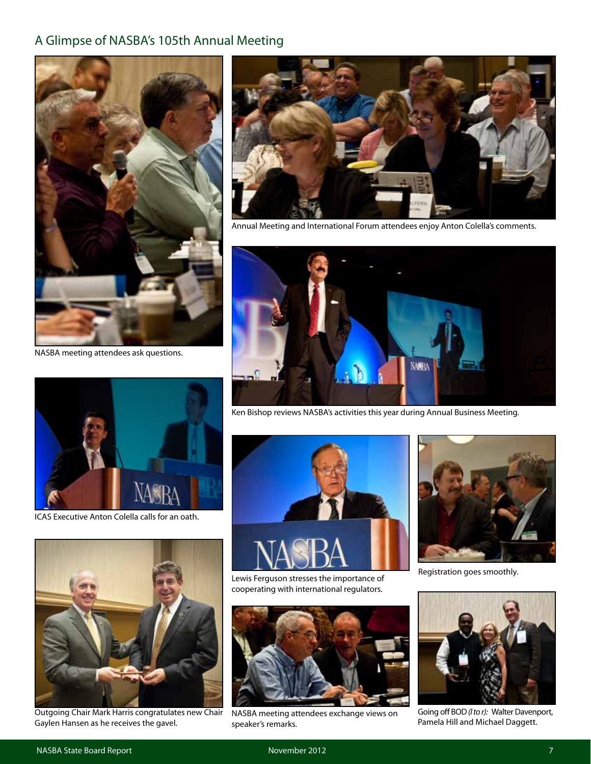## A Glimpse of NASBA's 105th Annual Meeting

NASBA meeting attendees ask questions.

Annual Meeting and International Forum attendees enjoy Anton Colella's comments.

Ken Bishop reviews NASBA's activities this year during Annual Business Meeting.

ICAS Executive Anton Colella calls for an oath.

Lewis Ferguson stresses the importance of cooperating with international regulators.

Registration goes smoothly.

Outgoing Chair Mark Harris congratulates new Chair Gaylen Hansen as he receives the gavel.

NASBA meeting attendees exchange views on speaker's remarks.

Going off BOD *(l to r):* Walter Davenport, Pamela Hill and Michael Daggett.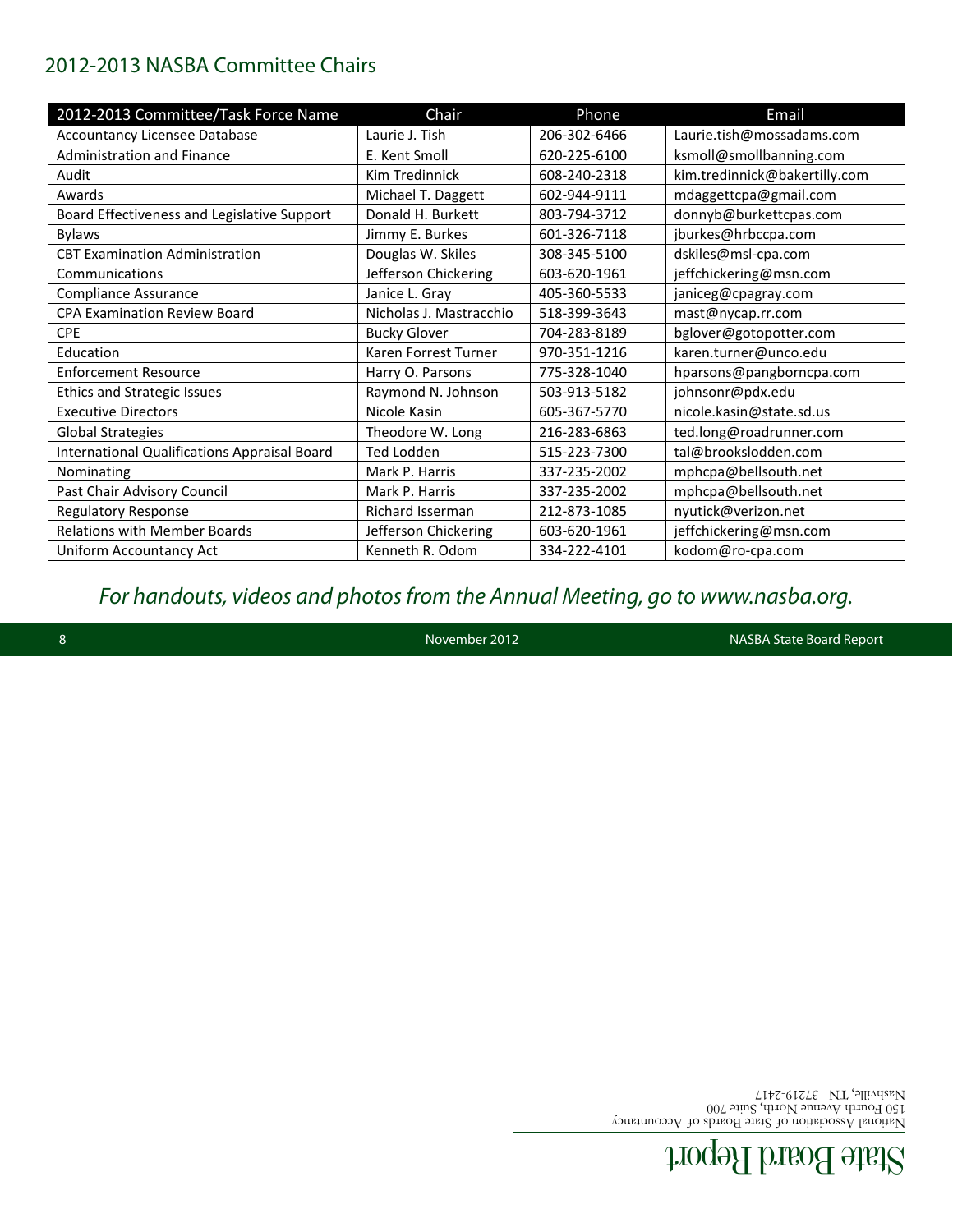## 2012-2013 NASBA Committee Chairs

| 2012-2013 Committee/Task Force Name | Chair | Phone | Email |
|---|---|---|---|
| Accountancy Licensee Database | Laurie J. Tish | 206-302-6466 | Laurie.tish@mossadams.com |
| Administration and Finance | E. Kent Smoll | 620-225-6100 | ksmoll@smollbanning.com |
| Audit | Kim Tredinnick | 608-240-2318 | kim.tredinnick@bakertilly.com |
| Awards | Michael T. Daggett | 602-944-9111 | mdaggettcpa@gmail.com |
| Board Effectiveness and Legislative Support | Donald H. Burkett | 803-794-3712 | donnyb@burkettcpas.com |
| Bylaws | Jimmy E. Burkes | 601-326-7118 | jburkes@hrbccpa.com |
| CBT Examination Administration | Douglas W. Skiles | 308-345-5100 | dskiles@msl-cpa.com |
| Communications | Jefferson Chickering | 603-620-1961 | jeffchickering@msn.com |
| Compliance Assurance | Janice L. Gray | 405-360-5533 | janiceg@cpagray.com |
| CPA Examination Review Board | Nicholas J. Mastracchio | 518-399-3643 | mast@nycap.rr.com |
| CPE | Bucky Glover | 704-283-8189 | bglover@gotopotter.com |
| Education | Karen Forrest Turner | 970-351-1216 | karen.turner@unco.edu |
| Enforcement Resource | Harry O. Parsons | 775-328-1040 | hparsons@pangborncpa.com |
| Ethics and Strategic Issues | Raymond N. Johnson | 503-913-5182 | johnsonr@pdx.edu |
| Executive Directors | Nicole Kasin | 605-367-5770 | nicole.kasin@state.sd.us |
| Global Strategies | Theodore W. Long | 216-283-6863 | ted.long@roadrunner.com |
| International Qualifications Appraisal Board | Ted Lodden | 515-223-7300 | tal@brookslodden.com |
| Nominating | Mark P. Harris | 337-235-2002 | mphcpa@bellsouth.net |
| Past Chair Advisory Council | Mark P. Harris | 337-235-2002 | mphcpa@bellsouth.net |
| Regulatory Response | Richard Isserman | 212-873-1085 | nyutick@verizon.net |
| Relations with Member Boards | Jefferson Chickering | 603-620-1961 | jeffchickering@msn.com |
| Uniform Accountancy Act | Kenneth R. Odom | 334-222-4101 | kodom@ro-cpa.com |

*For handouts, videos and photos from the Annual Meeting, go to www.nasba.org.*

State Board Report

National Association of State Boards of Accountancy
150 Fourth Avenue North, Suite 700
Nashville, TN 37219-2417